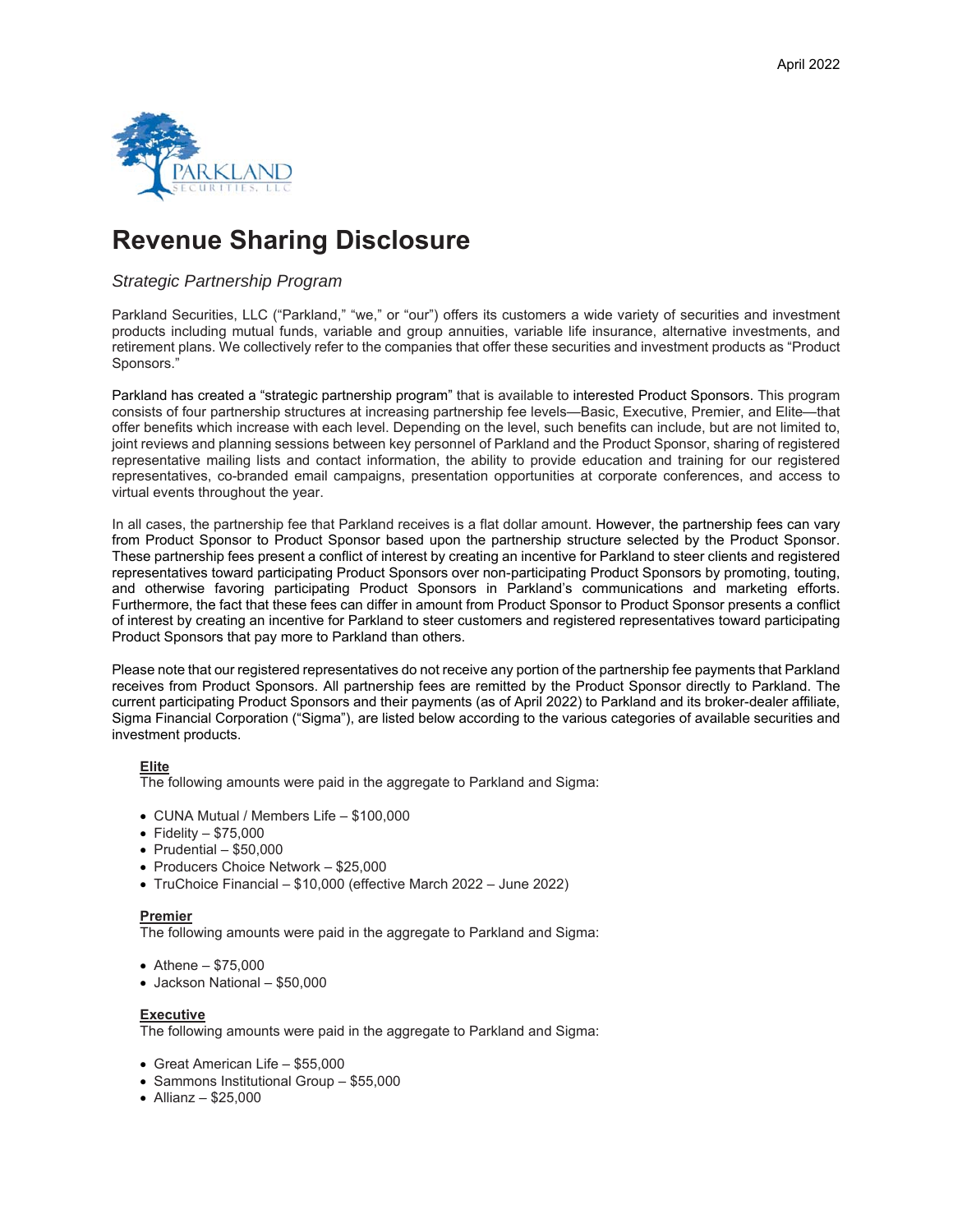April 2022

# Revenue Sharing Disclosure

*Strategic Partnership Program*

Parkland Securities, LLC ("Parkland," "we," or "our") offers its customers a wide variety of securities and investment products including mutual funds, variable and group annuities, variable life insurance, alternative investments, and retirement plans. We collectively refer to the companies that offer these securities and investment products as "Product Sponsors."

Parkland has created a "strategic partnership program" that is available to interested Product Sponsors. This program consists of four partnership structures at increasing partnership fee levels—Basic, Executive, Premier, and Elite—that offer benefits which increase with each level. Depending on the level, such benefits can include, but are not limited to, joint reviews and planning sessions between key personnel of Parkland and the Product Sponsor, sharing of registered representative mailing lists and contact information, the ability to provide education and training for our registered representatives, co-branded email campaigns, presentation opportunities at corporate conferences, and access to virtual events throughout the year.

In all cases, the partnership fee that Parkland receives is a flat dollar amount. However, the partnership fees can vary from Product Sponsor to Product Sponsor based upon the partnership structure selected by the Product Sponsor. These partnership fees present a conflict of interest by creating an incentive for Parkland to steer clients and registered representatives toward participating Product Sponsors over non-participating Product Sponsors by promoting, touting, and otherwise favoring participating Product Sponsors in Parkland's communications and marketing efforts. Furthermore, the fact that these fees can differ in amount from Product Sponsor to Product Sponsor presents a conflict of interest by creating an incentive for Parkland to steer customers and registered representatives toward participating Product Sponsors that pay more to Parkland than others.

Please note that our registered representatives do not receive any portion of the partnership fee payments that Parkland receives from Product Sponsors. All partnership fees are remitted by the Product Sponsor directly to Parkland. The current participating Product Sponsors and their payments (as of April 2022) to Parkland and its broker-dealer affiliate, Sigma Financial Corporation ("Sigma"), are listed below according to the various categories of available securities and investment products.

**Elite**

The following amounts were paid in the aggregate to Parkland and Sigma:

- CUNA Mutual / Members Life – $100,000
- Fidelity – $75,000
- Prudential – $50,000
- Producers Choice Network – $25,000
- TruChoice Financial – $10,000 (effective March 2022 – June 2022)

**Premier**

The following amounts were paid in the aggregate to Parkland and Sigma:

- Athene – $75,000
- Jackson National – $50,000

**Executive**

The following amounts were paid in the aggregate to Parkland and Sigma:

- Great American Life – $55,000
- Sammons Institutional Group – $55,000
- Allianz – $25,000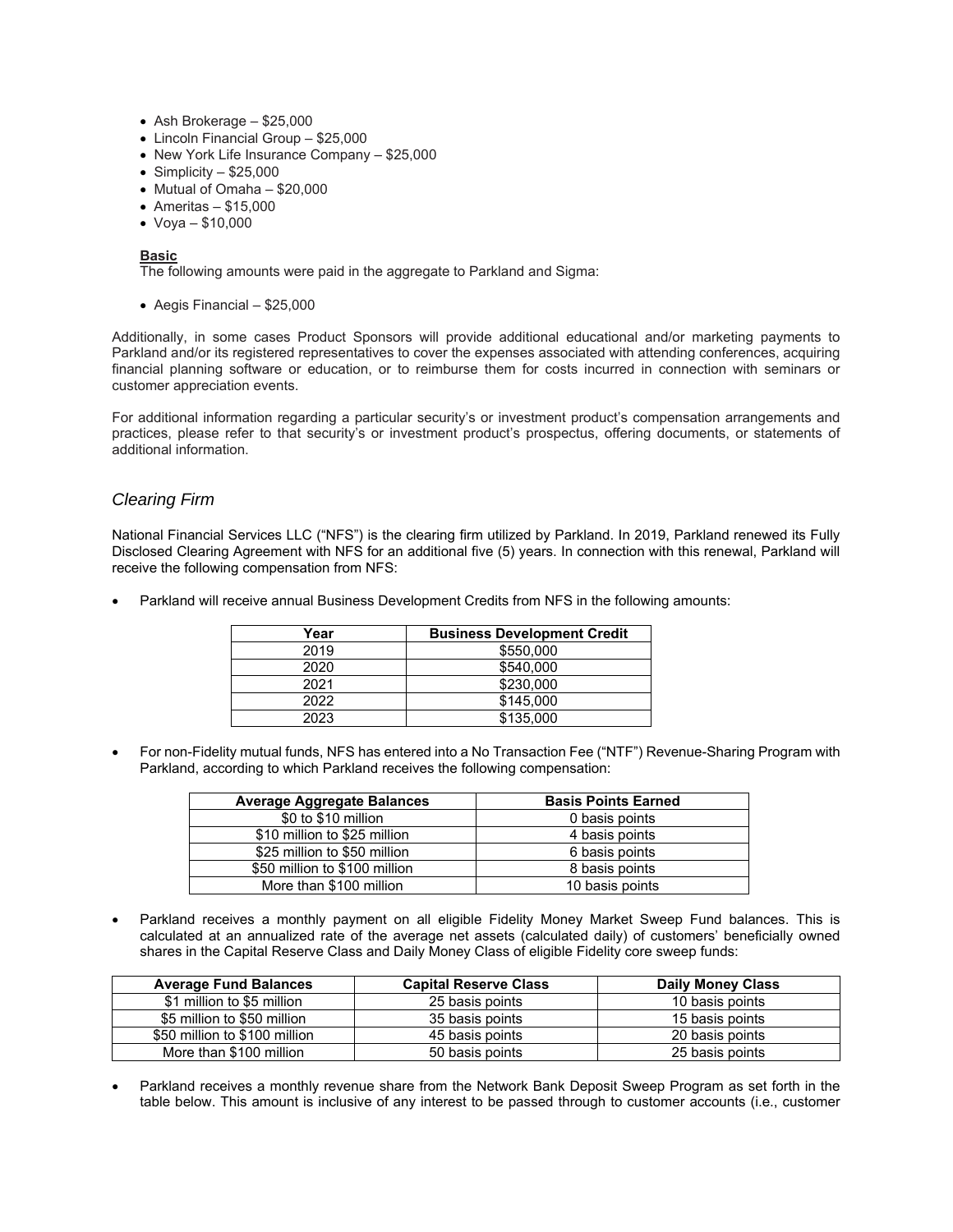- Ash Brokerage – $25,000
- Lincoln Financial Group – $25,000
- New York Life Insurance Company – $25,000
- Simplicity – $25,000
- Mutual of Omaha – $20,000
- Ameritas – $15,000
- Voya – $10,000

**Basic**

The following amounts were paid in the aggregate to Parkland and Sigma:

- Aegis Financial – $25,000

Additionally, in some cases Product Sponsors will provide additional educational and/or marketing payments to Parkland and/or its registered representatives to cover the expenses associated with attending conferences, acquiring financial planning software or education, or to reimburse them for costs incurred in connection with seminars or customer appreciation events.

For additional information regarding a particular security's or investment product's compensation arrangements and practices, please refer to that security's or investment product's prospectus, offering documents, or statements of additional information.

## *Clearing Firm*

National Financial Services LLC ("NFS") is the clearing firm utilized by Parkland. In 2019, Parkland renewed its Fully Disclosed Clearing Agreement with NFS for an additional five (5) years. In connection with this renewal, Parkland will receive the following compensation from NFS:

- Parkland will receive annual Business Development Credits from NFS in the following amounts:

| Year | Business Development Credit |
|---|---|
| 2019 | $550,000 |
| 2020 | $540,000 |
| 2021 | $230,000 |
| 2022 | $145,000 |
| 2023 | $135,000 |

- For non-Fidelity mutual funds, NFS has entered into a No Transaction Fee ("NTF") Revenue-Sharing Program with Parkland, according to which Parkland receives the following compensation:

| Average Aggregate Balances | Basis Points Earned |
|---|---|
| $0 to $10 million | 0 basis points |
| $10 million to $25 million | 4 basis points |
| $25 million to $50 million | 6 basis points |
| $50 million to $100 million | 8 basis points |
| More than $100 million | 10 basis points |

- Parkland receives a monthly payment on all eligible Fidelity Money Market Sweep Fund balances. This is calculated at an annualized rate of the average net assets (calculated daily) of customers' beneficially owned shares in the Capital Reserve Class and Daily Money Class of eligible Fidelity core sweep funds:

| Average Fund Balances | Capital Reserve Class | Daily Money Class |
|---|---|---|
| $1 million to $5 million | 25 basis points | 10 basis points |
| $5 million to $50 million | 35 basis points | 15 basis points |
| $50 million to $100 million | 45 basis points | 20 basis points |
| More than $100 million | 50 basis points | 25 basis points |

- Parkland receives a monthly revenue share from the Network Bank Deposit Sweep Program as set forth in the table below. This amount is inclusive of any interest to be passed through to customer accounts (i.e., customer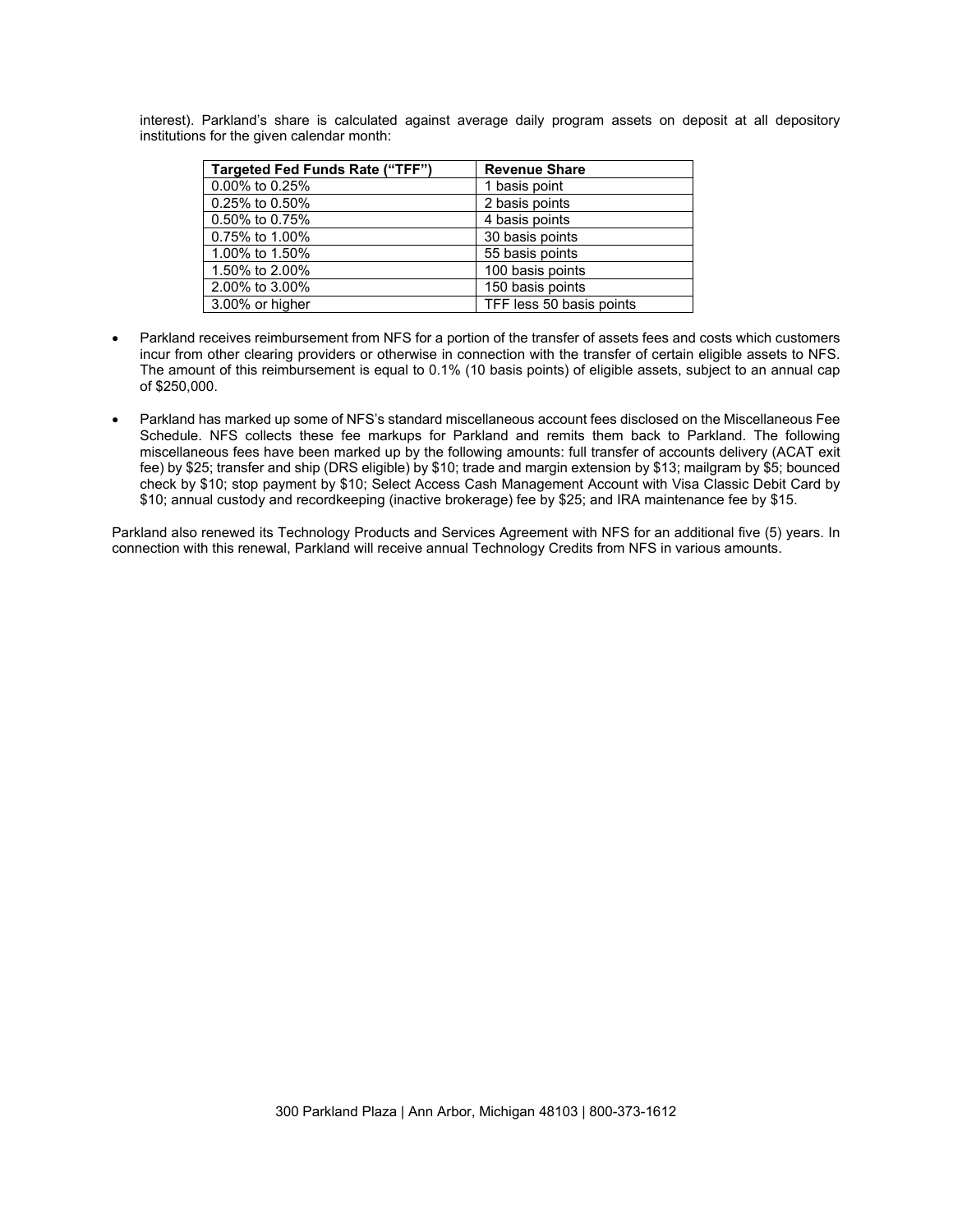interest). Parkland's share is calculated against average daily program assets on deposit at all depository institutions for the given calendar month:

| Targeted Fed Funds Rate ("TFF") | Revenue Share |
| --- | --- |
| 0.00% to 0.25% | 1 basis point |
| 0.25% to 0.50% | 2 basis points |
| 0.50% to 0.75% | 4 basis points |
| 0.75% to 1.00% | 30 basis points |
| 1.00% to 1.50% | 55 basis points |
| 1.50% to 2.00% | 100 basis points |
| 2.00% to 3.00% | 150 basis points |
| 3.00% or higher | TFF less 50 basis points |

- Parkland receives reimbursement from NFS for a portion of the transfer of assets fees and costs which customers incur from other clearing providers or otherwise in connection with the transfer of certain eligible assets to NFS. The amount of this reimbursement is equal to 0.1% (10 basis points) of eligible assets, subject to an annual cap of $250,000.

- Parkland has marked up some of NFS's standard miscellaneous account fees disclosed on the Miscellaneous Fee Schedule. NFS collects these fee markups for Parkland and remits them back to Parkland. The following miscellaneous fees have been marked up by the following amounts: full transfer of accounts delivery (ACAT exit fee) by $25; transfer and ship (DRS eligible) by $10; trade and margin extension by $13; mailgram by $5; bounced check by $10; stop payment by $10; Select Access Cash Management Account with Visa Classic Debit Card by $10; annual custody and recordkeeping (inactive brokerage) fee by $25; and IRA maintenance fee by $15.

Parkland also renewed its Technology Products and Services Agreement with NFS for an additional five (5) years. In connection with this renewal, Parkland will receive annual Technology Credits from NFS in various amounts.